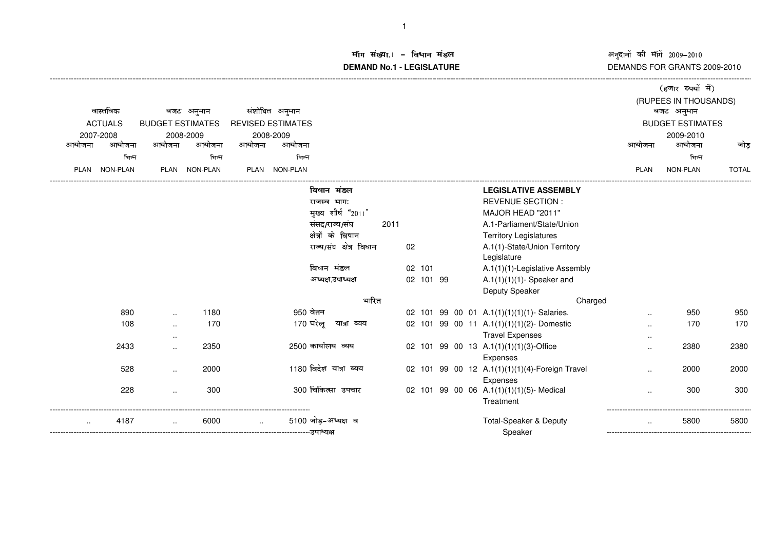# मॉंग संख्या.1 - विधान मंडल

# DEMAND No.1 - LEGISLATURE

अनुदानों की मॉंगें 2009-2010

DEMANDS FOR GRANTS 2009-2010

(हजार रुपयों में)

(RUPEES IN THOUSANDS)

| वास्तविक ACTUALS 2007-2008 | | बजट अनुमान BUDGET ESTIMATES 2008-2009 | | संशोधित अनुमान REVISED ESTIMATES 2008-2009 | | | | | बजट अनुमान BUDGET ESTIMATES 2009-2010 | | |
|---|---|---|---|---|---|---|---|---|---|---|---|
| आयोजना PLAN | आयोजना भिन्न NON-PLAN | आयोजना PLAN | आयोजना भिन्न NON-PLAN | आयोजना PLAN | आयोजना भिन्न NON-PLAN | | | | आयोजना PLAN | आयोजना भिन्न NON-PLAN | जोड़ TOTAL |
| | | | | | | विधान मंडल | | **LEGISLATIVE ASSEMBLY** | | | |
| | | | | | | राजस्व भागः | | REVENUE SECTION : | | | |
| | | | | | | मुख्य शीर्ष "2011" | | MAJOR HEAD "2011" | | | |
| | | | | | | संसद/राज्य/संघ क्षेत्रों के विधान | 2011 | A.1-Parliament/State/Union Territory Legislatures | | | |
| | | | | | | राज्य/संघ क्षेत्र विधान | 02 | A.1(1)-State/Union Territory Legislature | | | |
| | | | | | | विधान मंडल | 02 101 | A.1(1)(1)-Legislative Assembly | | | |
| | | | | | | अध्यक्ष,उपाध्यक्ष | 02 101 99 | A.1(1)(1)(1)- Speaker and Deputy Speaker | | | |
| | | | | | | भारित | | Charged | | | |
| | 890 | .. | 1180 | | 950 | वेतन | 02 101 99 00 01 | A.1(1)(1)(1)(1)- Salaries. | .. | 950 | 950 |
| | 108 | .. | 170 | | 170 | घरेलू यात्रा व्यय | 02 101 99 00 11 | A.1(1)(1)(1)(2)- Domestic Travel Expenses | .. | 170 | 170 |
| | | .. | | | | | | | .. | | |
| | 2433 | .. | 2350 | | 2500 | कार्यालय व्यय | 02 101 99 00 13 | A.1(1)(1)(1)(3)-Office Expenses | .. | 2380 | 2380 |
| | 528 | .. | 2000 | | 1180 | विदेश यात्रा व्यय | 02 101 99 00 12 | A.1(1)(1)(1)(4)-Foreign Travel Expenses | .. | 2000 | 2000 |
| | 228 | .. | 300 | | 300 | चिकित्सा उपचार | 02 101 99 00 06 | A.1(1)(1)(1)(5)- Medical Treatment | .. | 300 | 300 |
| .. | 4187 | .. | 6000 | .. | 5100 | जोड़-अध्यक्ष व उपाध्यक्ष | | Total-Speaker & Deputy Speaker | .. | 5800 | 5800 |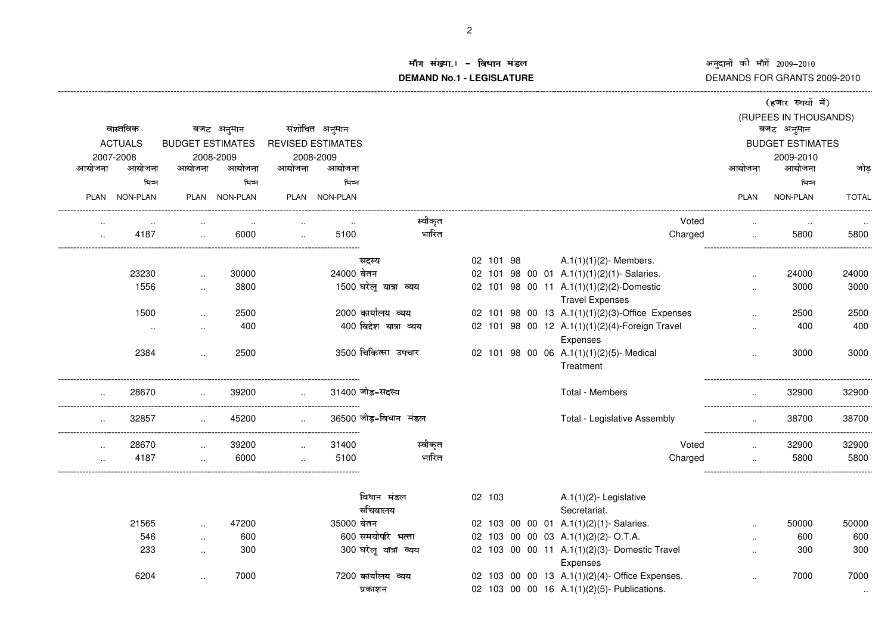**मॉंग संख्या.1 - विधान मंडल**
**DEMAND No.1 - LEGISLATURE**

अनुदानों की मॉंगें 2009-2010
DEMANDS FOR GRANTS 2009-2010

(हजार रुपयों में)
(RUPEES IN THOUSANDS)

| वास्तविक ACTUALS 2007-2008 | | बजट अनुमान BUDGET ESTIMATES 2008-2009 | | संशोधित अनुमान REVISED ESTIMATES 2008-2009 | | | | | बजट अनुमान BUDGET ESTIMATES 2009-2010 | | |
|---|---|---|---|---|---|---|---|---|---|---|---|
| आयोजना PLAN | आयोजना भिन्न NON-PLAN | आयोजना PLAN | आयोजना भिन्न NON-PLAN | आयोजना PLAN | आयोजना भिन्न NON-PLAN | | | | आयोजना PLAN | आयोजना भिन्न NON-PLAN | जोड़ TOTAL |
| .. | .. | .. | .. | .. | .. | स्वीकृत | | Voted | .. | .. | .. |
| .. | 4187 | .. | 6000 | .. | 5100 | भारित | | Charged | .. | 5800 | 5800 |
| | | | | | | सदस्य | 02 101 98 | A.1(1)(1)(2)- Members. | | | |
| | 23230 | .. | 30000 | | 24000 | वेतन | 02 101 98 00 01 | A.1(1)(1)(2)(1)- Salaries. | .. | 24000 | 24000 |
| | 1556 | .. | 3800 | | 1500 | घरेलू यात्रा व्यय | 02 101 98 00 11 | A.1(1)(1)(2)(2)-Domestic Travel Expenses | .. | 3000 | 3000 |
| | 1500 | .. | 2500 | | 2000 | कार्यालय व्यय | 02 101 98 00 13 | A.1(1)(1)(2)(3)-Office Expenses | .. | 2500 | 2500 |
| | .. | .. | 400 | | 400 | विदेश यात्रा व्यय | 02 101 98 00 12 | A.1(1)(1)(2)(4)-Foreign Travel Expenses | .. | 400 | 400 |
| | 2384 | .. | 2500 | | 3500 | चिकित्सा उपचार | 02 101 98 00 06 | A.1(1)(1)(2)(5)- Medical Treatment | .. | 3000 | 3000 |
| .. | 28670 | .. | 39200 | .. | 31400 | जोड़-सदस्य | | Total - Members | .. | 32900 | 32900 |
| .. | 32857 | .. | 45200 | .. | 36500 | जोड़-विधान मंडल | | Total - Legislative Assembly | .. | 38700 | 38700 |
| .. | 28670 | .. | 39200 | .. | 31400 | स्वीकृत | | Voted | .. | 32900 | 32900 |
| .. | 4187 | .. | 6000 | .. | 5100 | भारित | | Charged | .. | 5800 | 5800 |
| | | | | | | विधान मंडल सचिवालय | 02 103 | A.1(1)(2)- Legislative Secretariat. | | | |
| | 21565 | .. | 47200 | | 35000 | वेतन | 02 103 00 00 01 | A.1(1)(2)(1)- Salaries. | .. | 50000 | 50000 |
| | 546 | .. | 600 | | 600 | समयोपरि भत्ता | 02 103 00 00 03 | A.1(1)(2)(2)- O.T.A. | .. | 600 | 600 |
| | 233 | .. | 300 | | 300 | घरेलू यात्रा व्यय | 02 103 00 00 11 | A.1(1)(2)(3)- Domestic Travel Expenses | .. | 300 | 300 |
| | 6204 | .. | 7000 | | 7200 | कार्यालय व्यय | 02 103 00 00 13 | A.1(1)(2)(4)- Office Expenses. | .. | 7000 | 7000 |
| | | | | | | प्रकाशन | 02 103 00 00 16 | A.1(1)(2)(5)- Publications. | | | .. |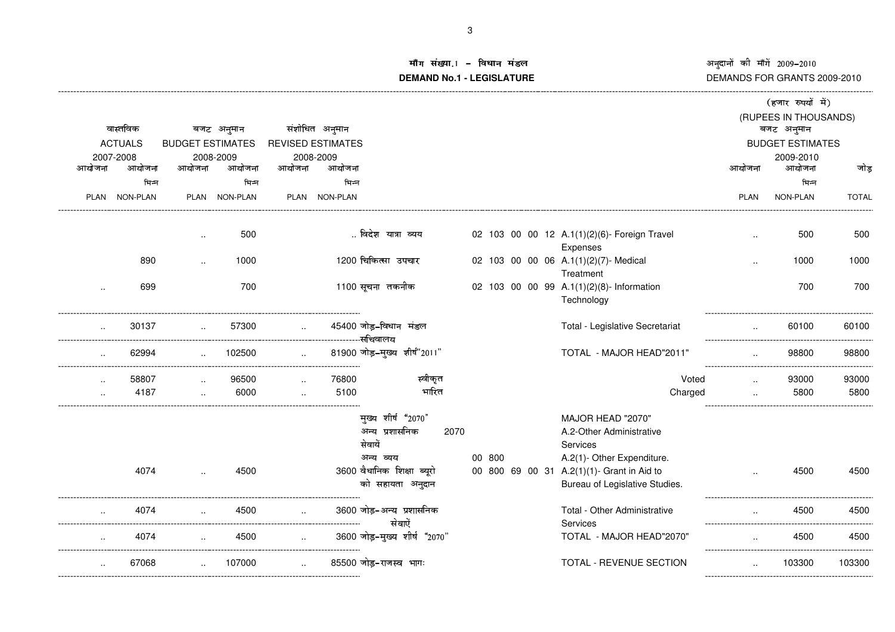# मॉंग संख्या.1 – विधान मंडल
# DEMAND No.1 - LEGISLATURE

अनुदानों की मॉंगें 2009–2010
DEMANDS FOR GRANTS 2009-2010

(हजार रुपयों में)
(RUPEES IN THOUSANDS)

| वास्तविक ACTUALS 2007-2008 | | बजट अनुमान BUDGET ESTIMATES 2008-2009 | | संशोधित अनुमान REVISED ESTIMATES 2008-2009 | | | | | बजट अनुमान BUDGET ESTIMATES 2009-2010 | | |
|---|---|---|---|---|---|---|---|---|---|---|---|
| आयोजना PLAN | आयोजना भिन्न NON-PLAN | आयोजना PLAN | आयोजना भिन्न NON-PLAN | आयोजना PLAN | आयोजना भिन्न NON-PLAN | | | | आयोजना PLAN | आयोजना भिन्न NON-PLAN | जोड़ TOTAL |
| | | .. | 500 | | .. | विदेश यात्रा व्यय | 02 103 00 00 12 | A.1(1)(2)(6)- Foreign Travel Expenses | .. | 500 | 500 |
| | 890 | .. | 1000 | | 1200 | चिकित्सा उपचार | 02 103 00 00 06 | A.1(1)(2)(7)- Medical Treatment | .. | 1000 | 1000 |
| .. | 699 | | 700 | | 1100 | सूचना तकनीक | 02 103 00 00 99 | A.1(1)(2)(8)- Information Technology | | 700 | 700 |
| .. | 30137 | .. | 57300 | .. | 45400 | जोड़–विधान मंडल सचिवालय | | Total - Legislative Secretariat | .. | 60100 | 60100 |
| .. | 62994 | .. | 102500 | .. | 81900 | जोड़–मुख्य शीर्ष"2011" | | TOTAL - MAJOR HEAD"2011" | .. | 98800 | 98800 |
| .. | 58807 | .. | 96500 | .. | 76800 | स्वीकृत | | Voted | .. | 93000 | 93000 |
| .. | 4187 | .. | 6000 | .. | 5100 | भारित | | Charged | .. | 5800 | 5800 |
| | | | | | | मुख्य शीर्ष "2070" | | MAJOR HEAD "2070" | | | |
| | | | | | | अन्य प्रशासनिक सेवायें | 2070 | A.2-Other Administrative Services | | | |
| | | | | | | अन्य व्यय | 00 800 | A.2(1)- Other Expenditure. | | | |
| | 4074 | .. | 4500 | | 3600 | वैधानिक शिक्षा ब्यूरो को सहायता अनुदान | 00 800 69 00 31 | A.2(1)(1)- Grant in Aid to Bureau of Legislative Studies. | .. | 4500 | 4500 |
| .. | 4074 | .. | 4500 | .. | 3600 | जोड़–अन्य प्रशासनिक सेवाऐं | | Total - Other Administrative Services | .. | 4500 | 4500 |
| .. | 4074 | .. | 4500 | .. | 3600 | जोड़–मुख्य शीर्ष "2070" | | TOTAL - MAJOR HEAD"2070" | .. | 4500 | 4500 |
| .. | 67068 | .. | 107000 | .. | 85500 | जोड़–राजस्व भागः | | TOTAL - REVENUE SECTION | .. | 103300 | 103300 |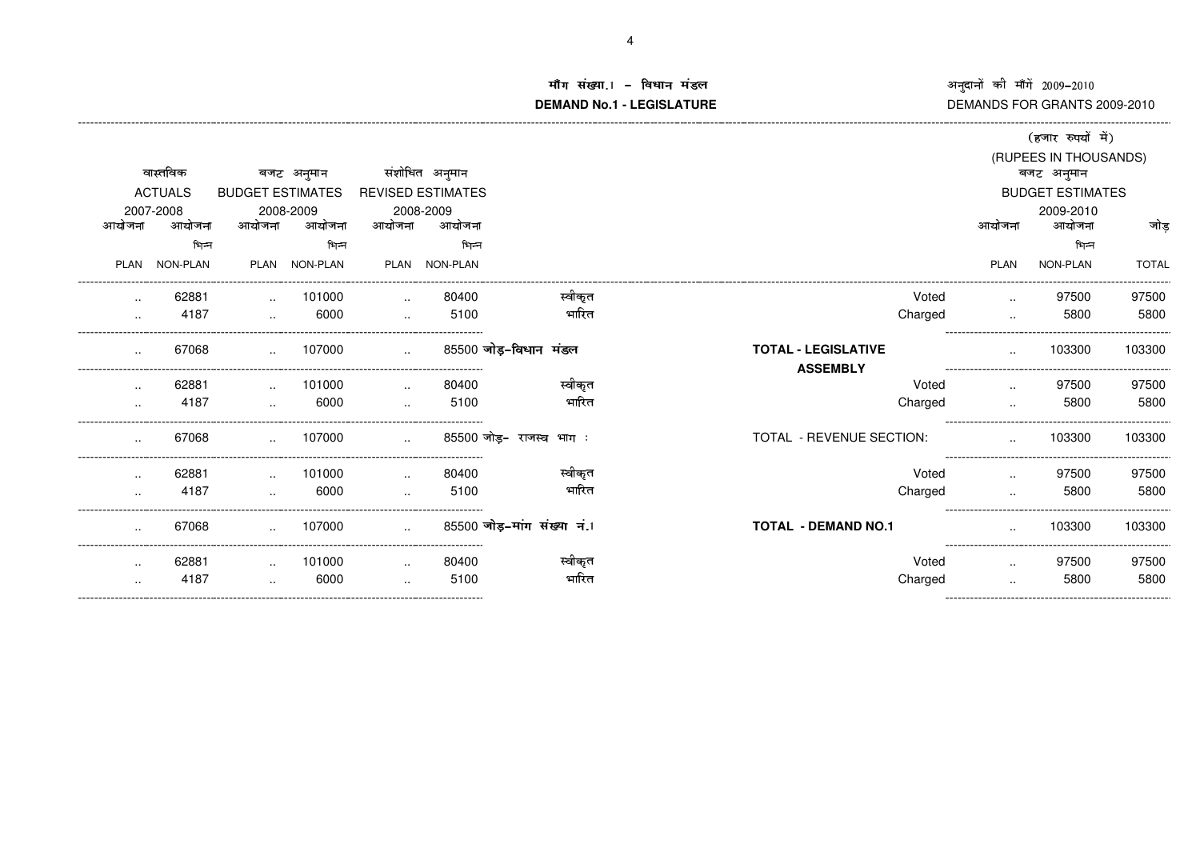# माँग संख्या.1 – विधान मंडल
## DEMAND No.1 - LEGISLATURE

अनुदानों की माँगें 2009–2010
DEMANDS FOR GRANTS 2009-2010

(हजार रुपयों में)
(RUPEES IN THOUSANDS)

| वास्तविक ACTUALS 2007-2008 | | बजट अनुमान BUDGET ESTIMATES 2008-2009 | | संशोधित अनुमान REVISED ESTIMATES 2008-2009 | | | | बजट अनुमान BUDGET ESTIMATES 2009-2010 | | |
|---|---|---|---|---|---|---|---|---|---|---|
| आयोजना PLAN | आयोजना भिन्न NON-PLAN | आयोजना PLAN | आयोजना भिन्न NON-PLAN | आयोजना PLAN | आयोजना भिन्न NON-PLAN | | | आयोजना PLAN | आयोजना भिन्न NON-PLAN | जोड़ TOTAL |
| .. | 62881 | .. | 101000 | .. | 80400 | स्वीकृत | Voted | .. | 97500 | 97500 |
| .. | 4187 | .. | 6000 | .. | 5100 | भारित | Charged | .. | 5800 | 5800 |
| .. | 67068 | .. | 107000 | .. | 85500 | **जोड़–विधान मंडल** | **TOTAL - LEGISLATIVE ASSEMBLY** | .. | 103300 | 103300 |
| .. | 62881 | .. | 101000 | .. | 80400 | स्वीकृत | Voted | .. | 97500 | 97500 |
| .. | 4187 | .. | 6000 | .. | 5100 | भारित | Charged | .. | 5800 | 5800 |
| .. | 67068 | .. | 107000 | .. | 85500 | जोड़– राजस्व भाग : | TOTAL - REVENUE SECTION: | .. | 103300 | 103300 |
| .. | 62881 | .. | 101000 | .. | 80400 | स्वीकृत | Voted | .. | 97500 | 97500 |
| .. | 4187 | .. | 6000 | .. | 5100 | भारित | Charged | .. | 5800 | 5800 |
| .. | 67068 | .. | 107000 | .. | 85500 | **जोड़–मांग संख्या नं.1** | **TOTAL - DEMAND NO.1** | .. | 103300 | 103300 |
| .. | 62881 | .. | 101000 | .. | 80400 | स्वीकृत | Voted | .. | 97500 | 97500 |
| .. | 4187 | .. | 6000 | .. | 5100 | भारित | Charged | .. | 5800 | 5800 |